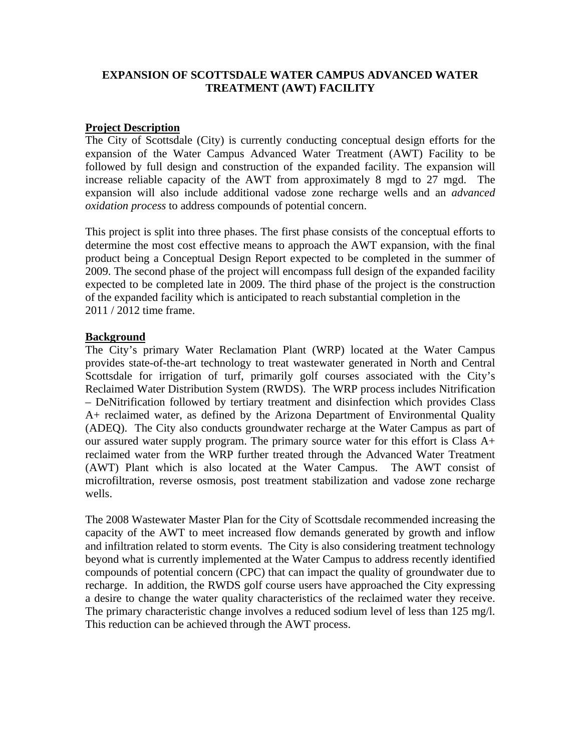# EXPANSION OF SCOTTSDALE WATER CAMPUS ADVANCED WATER TREATMENT (AWT) FACILITY

## Project Description

The City of Scottsdale (City) is currently conducting conceptual design efforts for the expansion of the Water Campus Advanced Water Treatment (AWT) Facility to be followed by full design and construction of the expanded facility. The expansion will increase reliable capacity of the AWT from approximately 8 mgd to 27 mgd. The expansion will also include additional vadose zone recharge wells and an *advanced oxidation process* to address compounds of potential concern.

This project is split into three phases. The first phase consists of the conceptual efforts to determine the most cost effective means to approach the AWT expansion, with the final product being a Conceptual Design Report expected to be completed in the summer of 2009. The second phase of the project will encompass full design of the expanded facility expected to be completed late in 2009. The third phase of the project is the construction of the expanded facility which is anticipated to reach substantial completion in the 2011 / 2012 time frame.

## Background

The City's primary Water Reclamation Plant (WRP) located at the Water Campus provides state-of-the-art technology to treat wastewater generated in North and Central Scottsdale for irrigation of turf, primarily golf courses associated with the City's Reclaimed Water Distribution System (RWDS). The WRP process includes Nitrification – DeNitrification followed by tertiary treatment and disinfection which provides Class A+ reclaimed water, as defined by the Arizona Department of Environmental Quality (ADEQ). The City also conducts groundwater recharge at the Water Campus as part of our assured water supply program. The primary source water for this effort is Class A+ reclaimed water from the WRP further treated through the Advanced Water Treatment (AWT) Plant which is also located at the Water Campus. The AWT consist of microfiltration, reverse osmosis, post treatment stabilization and vadose zone recharge wells.

The 2008 Wastewater Master Plan for the City of Scottsdale recommended increasing the capacity of the AWT to meet increased flow demands generated by growth and inflow and infiltration related to storm events. The City is also considering treatment technology beyond what is currently implemented at the Water Campus to address recently identified compounds of potential concern (CPC) that can impact the quality of groundwater due to recharge. In addition, the RWDS golf course users have approached the City expressing a desire to change the water quality characteristics of the reclaimed water they receive. The primary characteristic change involves a reduced sodium level of less than 125 mg/l. This reduction can be achieved through the AWT process.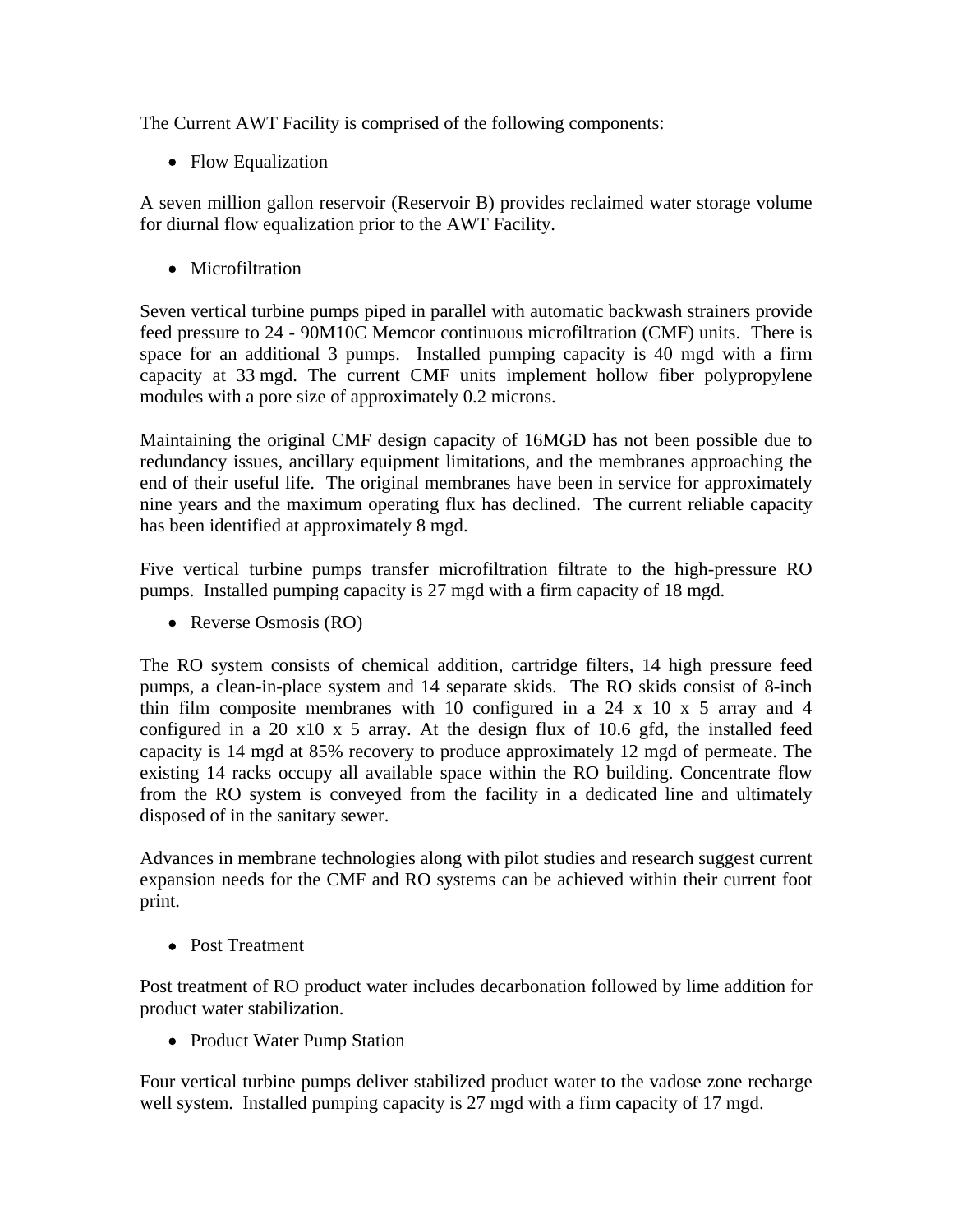The Current AWT Facility is comprised of the following components:

- Flow Equalization

A seven million gallon reservoir (Reservoir B) provides reclaimed water storage volume for diurnal flow equalization prior to the AWT Facility.

- Microfiltration

Seven vertical turbine pumps piped in parallel with automatic backwash strainers provide feed pressure to 24 - 90M10C Memcor continuous microfiltration (CMF) units. There is space for an additional 3 pumps. Installed pumping capacity is 40 mgd with a firm capacity at 33 mgd. The current CMF units implement hollow fiber polypropylene modules with a pore size of approximately 0.2 microns.

Maintaining the original CMF design capacity of 16MGD has not been possible due to redundancy issues, ancillary equipment limitations, and the membranes approaching the end of their useful life. The original membranes have been in service for approximately nine years and the maximum operating flux has declined. The current reliable capacity has been identified at approximately 8 mgd.

Five vertical turbine pumps transfer microfiltration filtrate to the high-pressure RO pumps. Installed pumping capacity is 27 mgd with a firm capacity of 18 mgd.

- Reverse Osmosis (RO)

The RO system consists of chemical addition, cartridge filters, 14 high pressure feed pumps, a clean-in-place system and 14 separate skids. The RO skids consist of 8-inch thin film composite membranes with 10 configured in a 24 x 10 x 5 array and 4 configured in a 20 x10 x 5 array. At the design flux of 10.6 gfd, the installed feed capacity is 14 mgd at 85% recovery to produce approximately 12 mgd of permeate. The existing 14 racks occupy all available space within the RO building. Concentrate flow from the RO system is conveyed from the facility in a dedicated line and ultimately disposed of in the sanitary sewer.

Advances in membrane technologies along with pilot studies and research suggest current expansion needs for the CMF and RO systems can be achieved within their current foot print.

- Post Treatment

Post treatment of RO product water includes decarbonation followed by lime addition for product water stabilization.

- Product Water Pump Station

Four vertical turbine pumps deliver stabilized product water to the vadose zone recharge well system. Installed pumping capacity is 27 mgd with a firm capacity of 17 mgd.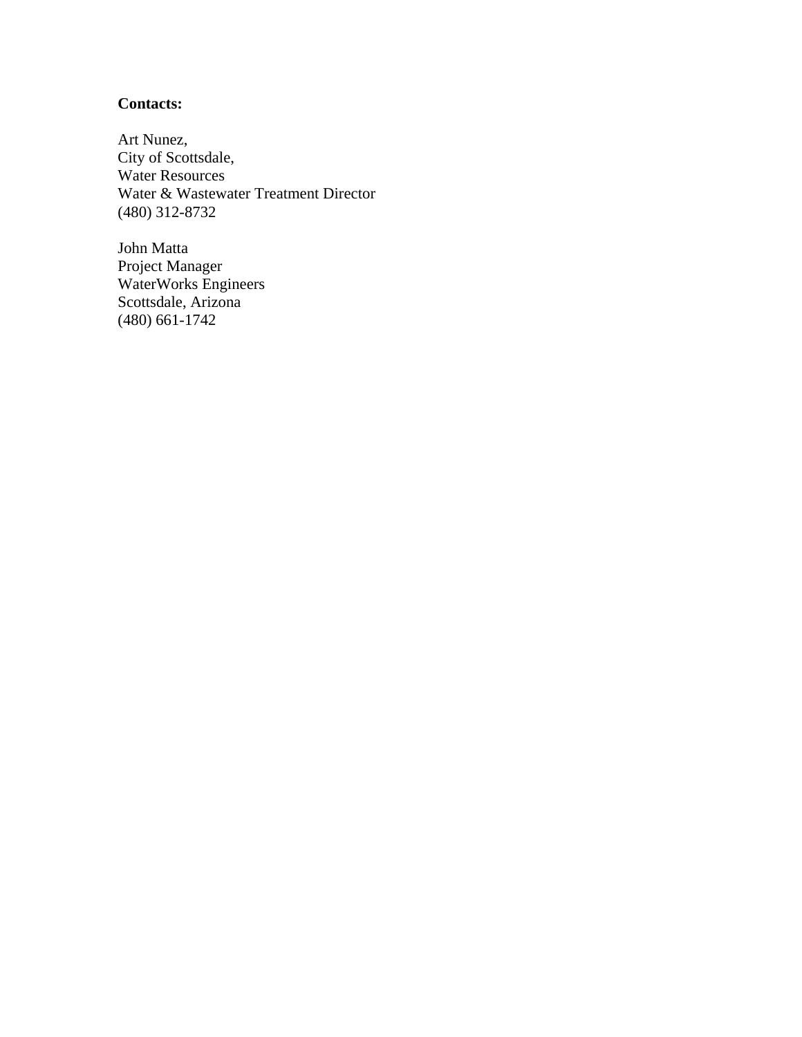**Contacts:**

Art Nunez,
City of Scottsdale,
Water Resources
Water & Wastewater Treatment Director
(480) 312-8732

John Matta
Project Manager
WaterWorks Engineers
Scottsdale, Arizona
(480) 661-1742